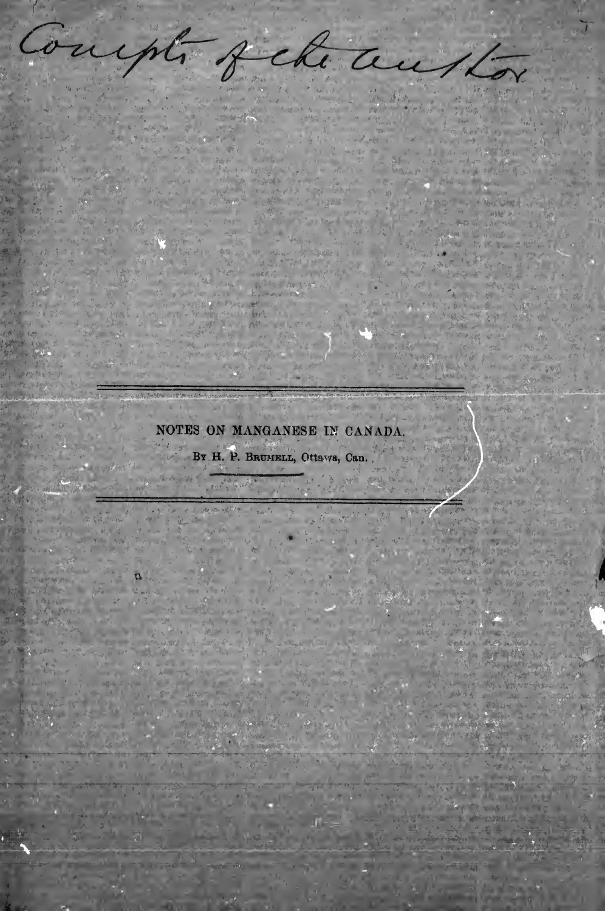Compliments of the author

NOTES ON MANGANESE IN CANADA.

By H. P. Brumell, Ottawa, Can.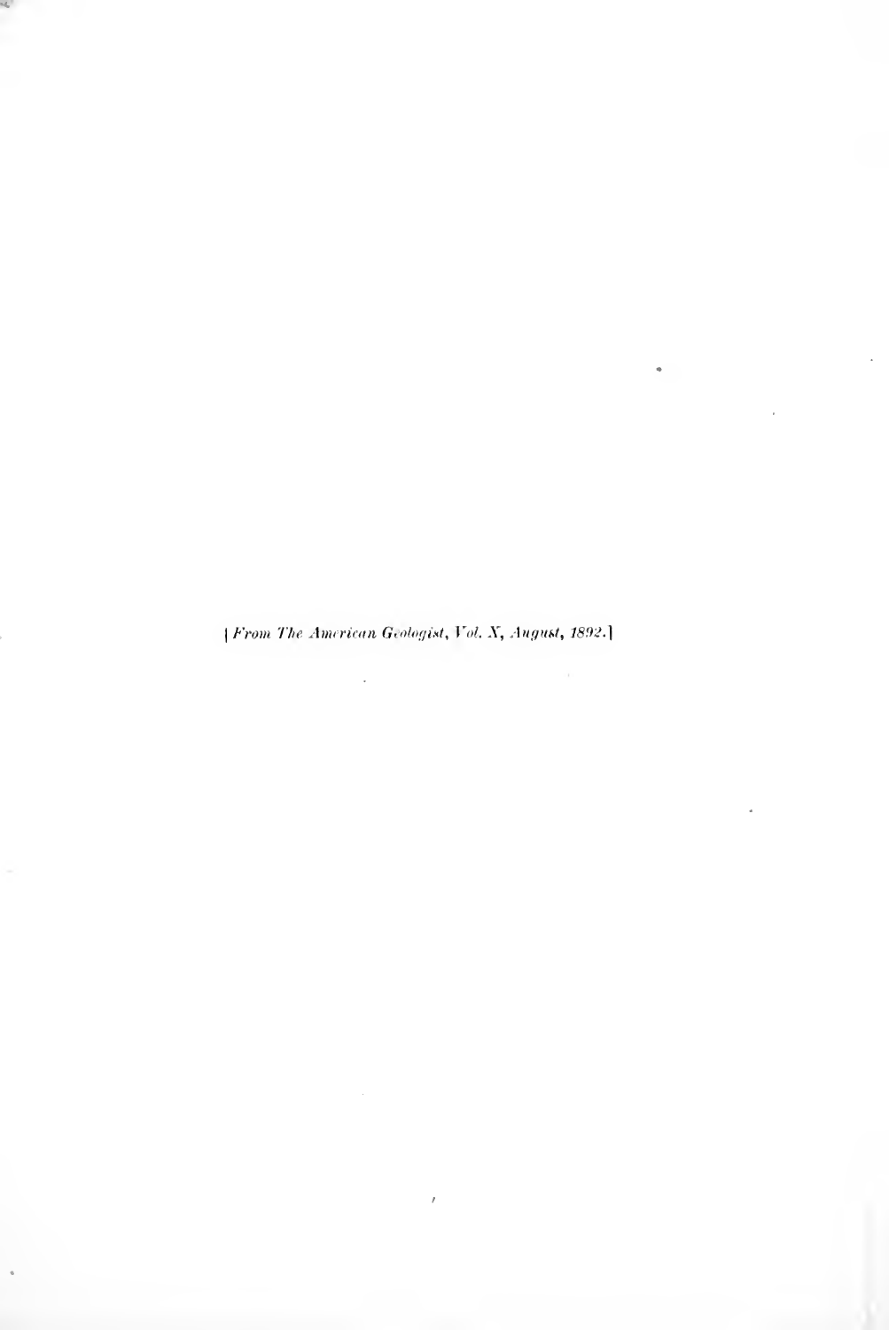[*From The American Geologist, Vol. X, August, 1892.*]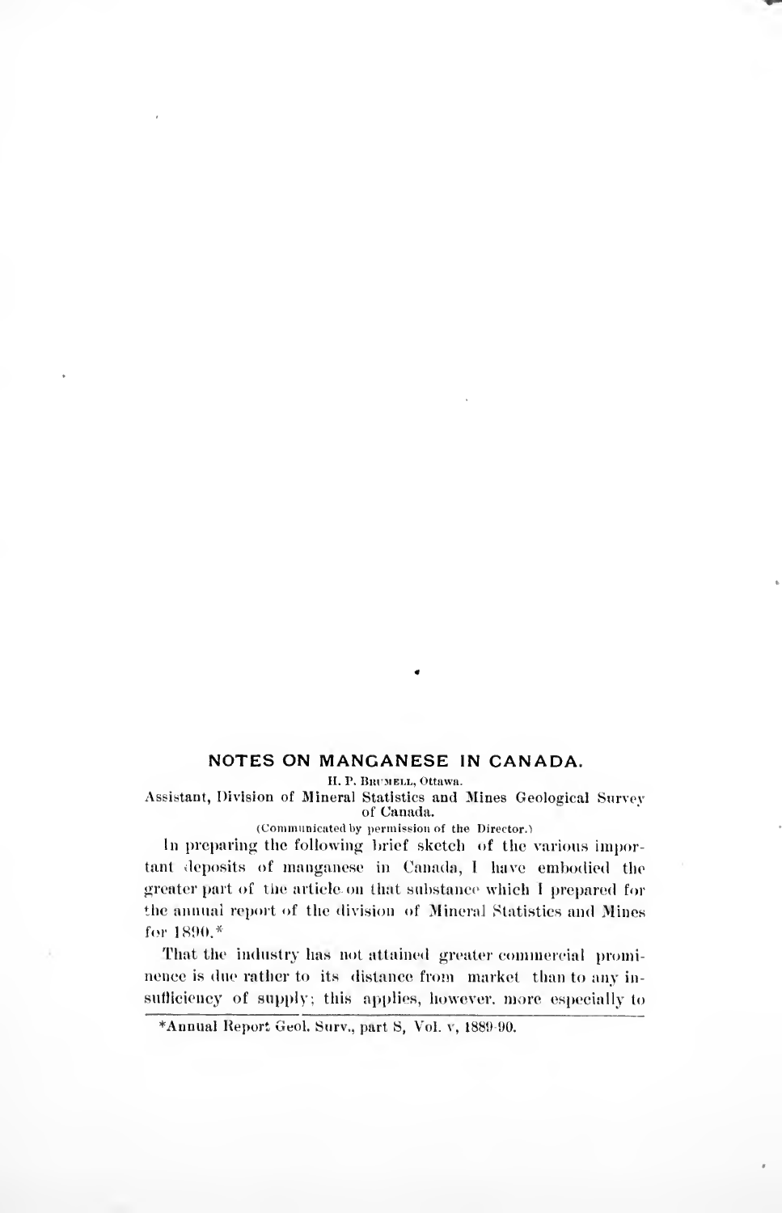## NOTES ON MANGANESE IN CANADA.

H. P. BRUMELL, Ottawa.

Assistant, Division of Mineral Statistics and Mines Geological Survey of Canada.

(Communicated by permission of the Director.)

In preparing the following brief sketch of the various important deposits of manganese in Canada, I have embodied the greater part of the article on that substance which I prepared for the annual report of the division of Mineral Statistics and Mines for 1890.*

That the industry has not attained greater commercial prominence is due rather to its distance from market than to any insufficiency of supply; this applies, however, more especially to

*Annual Report Geol. Surv., part S, Vol. v, 1889-90.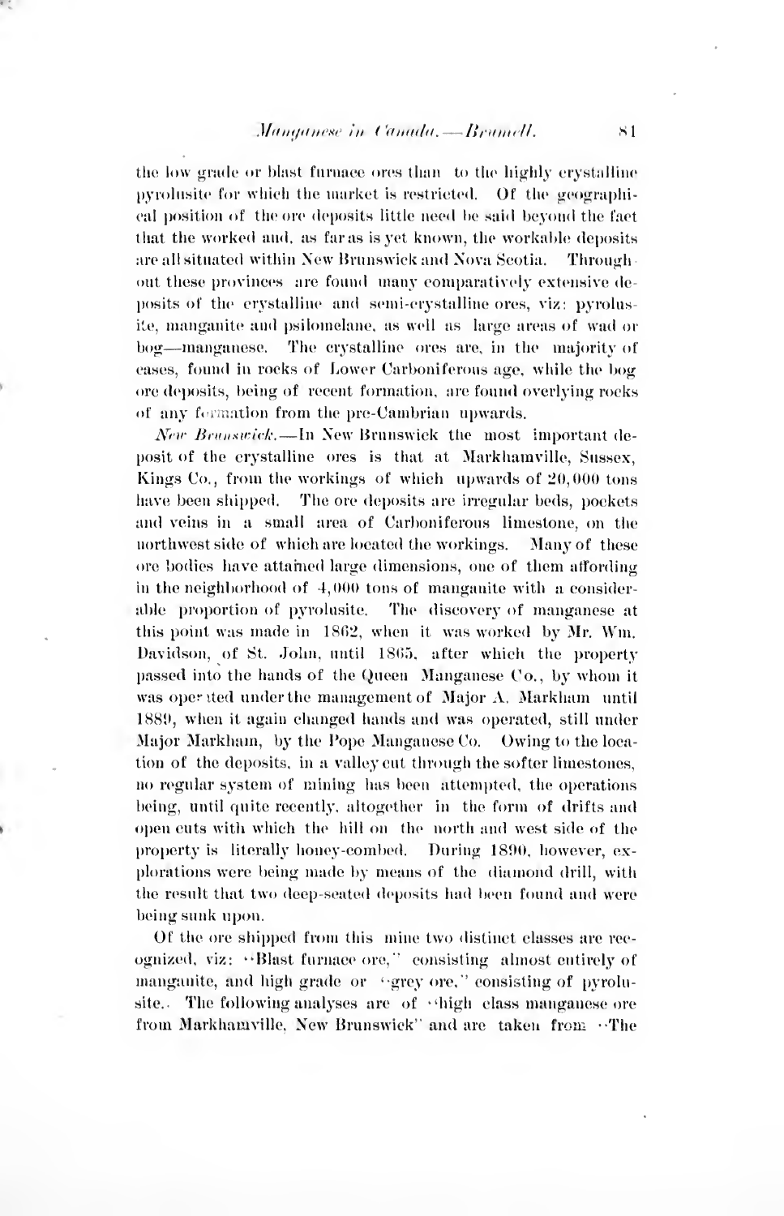the low grade or blast furnace ores than to the highly crystalline pyrolusite for which the market is restricted. Of the geographical position of the ore deposits little need be said beyond the fact that the worked and, as far as is yet known, the workable deposits are all situated within New Brunswick and Nova Scotia. Throughout these provinces are found many comparatively extensive deposits of the crystalline and semi-crystalline ores, viz: pyrolusite, manganite and psilomelane, as well as large areas of wad or bog—manganese. The crystalline ores are, in the majority of cases, found in rocks of Lower Carboniferous age, while the bog ore deposits, being of recent formation, are found overlying rocks of any formation from the pre-Cambrian upwards.

*New Brunswick.*—In New Brunswick the most important deposit of the crystalline ores is that at Markhamville, Sussex, Kings Co., from the workings of which upwards of 20,000 tons have been shipped. The ore deposits are irregular beds, pockets and veins in a small area of Carboniferous limestone, on the northwest side of which are located the workings. Many of these ore bodies have attained large dimensions, one of them affording in the neighborhood of 4,000 tons of manganite with a considerable proportion of pyrolusite. The discovery of manganese at this point was made in 1862, when it was worked by Mr. Wm. Davidson, of St. John, until 1865, after which the property passed into the hands of the Queen Manganese Co., by whom it was operated under the management of Major A. Markham until 1889, when it again changed hands and was operated, still under Major Markham, by the Pope Manganese Co. Owing to the location of the deposits, in a valley cut through the softer limestones, no regular system of mining has been attempted, the operations being, until quite recently, altogether in the form of drifts and open cuts with which the hill on the north and west side of the property is literally honey-combed. During 1890, however, explorations were being made by means of the diamond drill, with the result that two deep-seated deposits had been found and were being sunk upon.

Of the ore shipped from this mine two distinct classes are recognized, viz: "Blast furnace ore," consisting almost entirely of manganite, and high grade or "grey ore," consisting of pyrolusite. The following analyses are of "high class manganese ore from Markhamville, New Brunswick" and are taken from "The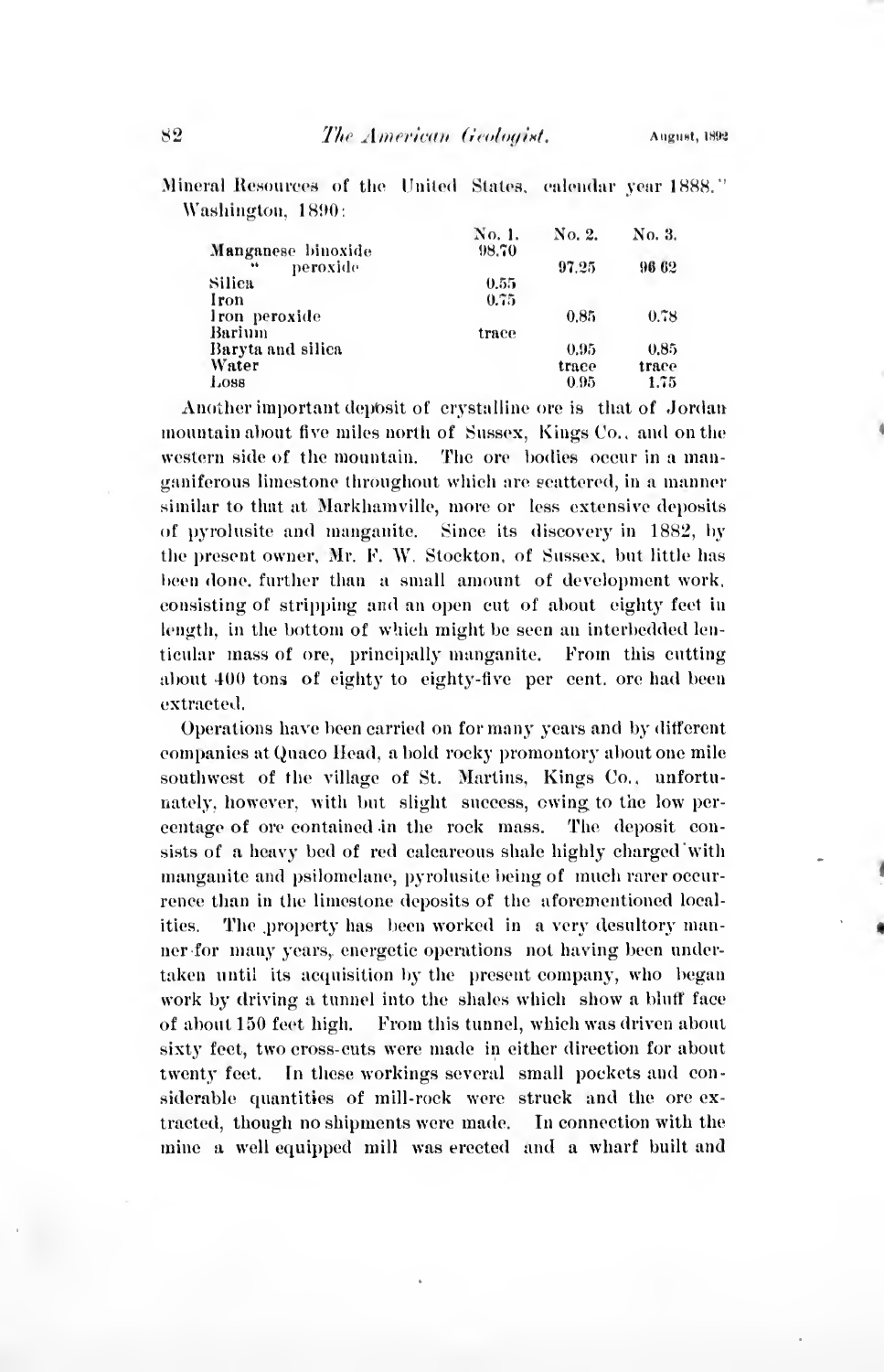Mineral Resources of the United States, calendar year 1888." Washington, 1890:

| | No. 1. | No. 2. | No. 3. |
|---|---|---|---|
| Manganese binoxide | 98.70 | | |
| " peroxide | | 97.25 | 96 62 |
| Silica | 0.55 | | |
| Iron | 0.75 | | |
| Iron peroxide | | 0.85 | 0.78 |
| Barium | trace | | |
| Baryta and silica | | 0.95 | 0.85 |
| Water | | trace | trace |
| Loss | | 0.95 | 1.75 |

Another important deposit of crystalline ore is that of Jordan mountain about five miles north of Sussex, Kings Co., and on the western side of the mountain. The ore bodies occur in a manganiferous limestone throughout which are scattered, in a manner similar to that at Markhamville, more or less extensive deposits of pyrolusite and manganite. Since its discovery in 1882, by the present owner, Mr. F. W. Stockton, of Sussex, but little has been done, further than a small amount of development work, consisting of stripping and an open cut of about eighty feet in length, in the bottom of which might be seen an interbedded lenticular mass of ore, principally manganite. From this cutting about 400 tons of eighty to eighty-five per cent. ore had been extracted.

Operations have been carried on for many years and by different companies at Quaco Head, a bold rocky promontory about one mile southwest of the village of St. Martins, Kings Co., unfortunately, however, with but slight success, owing to the low percentage of ore contained in the rock mass. The deposit consists of a heavy bed of red calcareous shale highly charged with manganite and psilomelane, pyrolusite being of much rarer occurrence than in the limestone deposits of the aforementioned localities. The property has been worked in a very desultory manner for many years, energetic operations not having been undertaken until its acquisition by the present company, who began work by driving a tunnel into the shales which show a bluff face of about 150 feet high. From this tunnel, which was driven about sixty feet, two cross-cuts were made in either direction for about twenty feet. In these workings several small pockets and considerable quantities of mill-rock were struck and the ore extracted, though no shipments were made. In connection with the mine a well equipped mill was erected and a wharf built and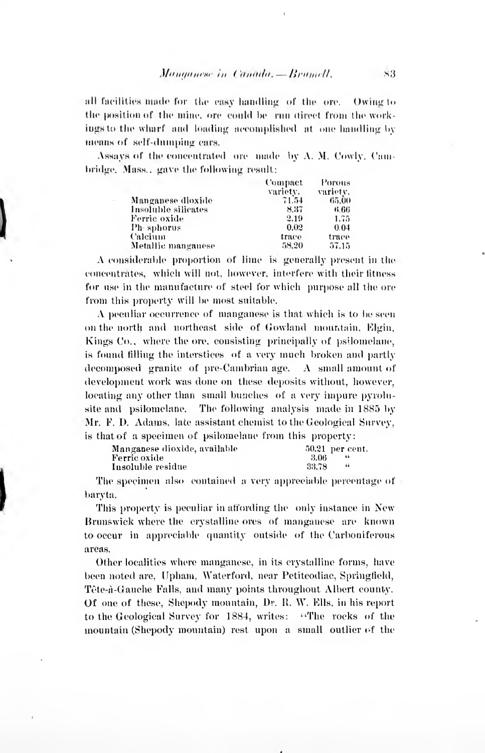all facilities made for the easy handling of the ore. Owing to the position of the mine, ore could be run direct from the workings to the wharf and loading accomplished at one handling by means of self-dumping cars.

Assays of the concentrated ore made by A. M. Cowly, Cambridge, Mass., gave the following result:

| | Compact variety. | Porous variety. |
|---|---|---|
| Manganese dioxide | 71.54 | 65.00 |
| Insoluble silicates | 8.37 | 6.66 |
| Ferric oxide | 2.19 | 1.75 |
| Ph sphorus | 0.02 | 0.04 |
| Calcium | trace | trace |
| Metallic manganese | 58.20 | 57.15 |

A considerable proportion of lime is generally present in the concentrates, which will not, however, interfere with their fitness for use in the manufacture of steel for which purpose all the ore from this property will be most suitable.

A peculiar occurrence of manganese is that which is to be seen on the north and northeast side of Gowland mountain, Elgin, Kings Co., where the ore, consisting principally of psilomelane, is found filling the interstices of a very much broken and partly decomposed granite of pre-Cambrian age. A small amount of development work was done on these deposits without, however, locating any other than small bunches of a very impure pyrolusite and psilomelane. The following analysis made in 1885 by Mr. F. D. Adams, late assistant chemist to the Geological Survey, is that of a specimen of psilomelane from this property:

| | |
|---|---|
| Manganese dioxide, available | 50.21 per cent. |
| Ferric oxide | 3.06 " |
| Insoluble residue | 33.78 " |

The specimen also contained a very appreciable percentage of baryta.

This property is peculiar in affording the only instance in New Brunswick where the crystalline ores of manganese are known to occur in appreciable quantity outside of the Carboniferous areas.

Other localities where manganese, in its crystalline forms, have been noted are, Upham, Waterford, near Petitcodiac, Springfield, Tête-à-Gauche Falls, and many points throughout Albert county. Of one of these, Shepody mountain, Dr. R. W. Ells, in his report to the Geological Survey for 1884, writes: "The rocks of the mountain (Shepody mountain) rest upon a small outlier of the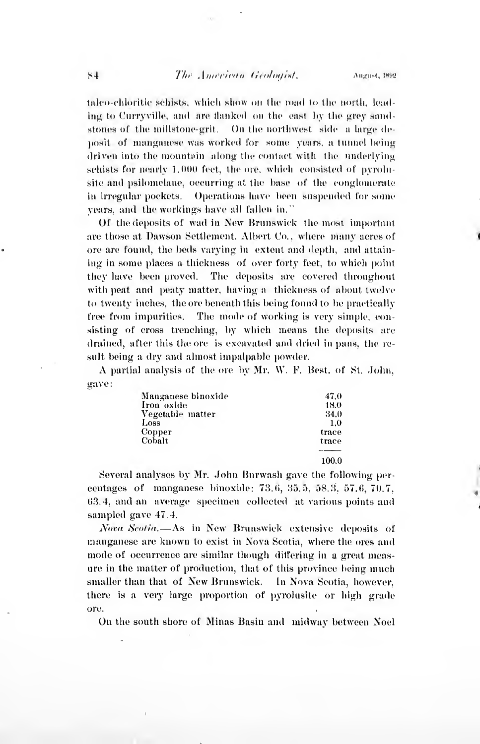talco-chloritic schists, which show on the road to the north, leading to Curryville, and are flanked on the east by the grey sandstones of the millstone-grit. On the northwest side a large deposit of manganese was worked for some years, a tunnel being driven into the mountain along the contact with the underlying schists for nearly 1,000 feet, the ore, which consisted of pyrolusite and psilomelane, occurring at the base of the conglomerate in irregular pockets. Operations have been suspended for some years, and the workings have all fallen in."

Of the deposits of wad in New Brunswick the most important are those at Dawson Settlement, Albert Co., where many acres of ore are found, the beds varying in extent and depth, and attaining in some places a thickness of over forty feet, to which point they have been proved. The deposits are covered throughout with peat and peaty matter, having a thickness of about twelve to twenty inches, the ore beneath this being found to be practically free from impurities. The mode of working is very simple, consisting of cross trenching, by which means the deposits are drained, after this the ore is excavated and dried in pans, the result being a dry and almost impalpable powder.

A partial analysis of the ore by Mr. W. F. Best, of St. John, gave:

| | |
|---|---|
| Manganese binoxide | 47.0 |
| Iron oxide | 18.0 |
| Vegetable matter | 34.0 |
| Loss | 1.0 |
| Copper | trace |
| Cobalt | trace |
| | 100.0 |

Several analyses by Mr. John Burwash gave the following percentages of manganese binoxide: 73.6, 35.5, 58.3, 57.6, 70.7, 63.4, and an average specimen collected at various points and sampled gave 47.4.

*Nova Scotia.*—As in New Brunswick extensive deposits of manganese are known to exist in Nova Scotia, where the ores and mode of occurrence are similar though differing in a great measure in the matter of production, that of this province being much smaller than that of New Brunswick. In Nova Scotia, however, there is a very large proportion of pyrolusite or high grade ore.

On the south shore of Minas Basin and midway between Noel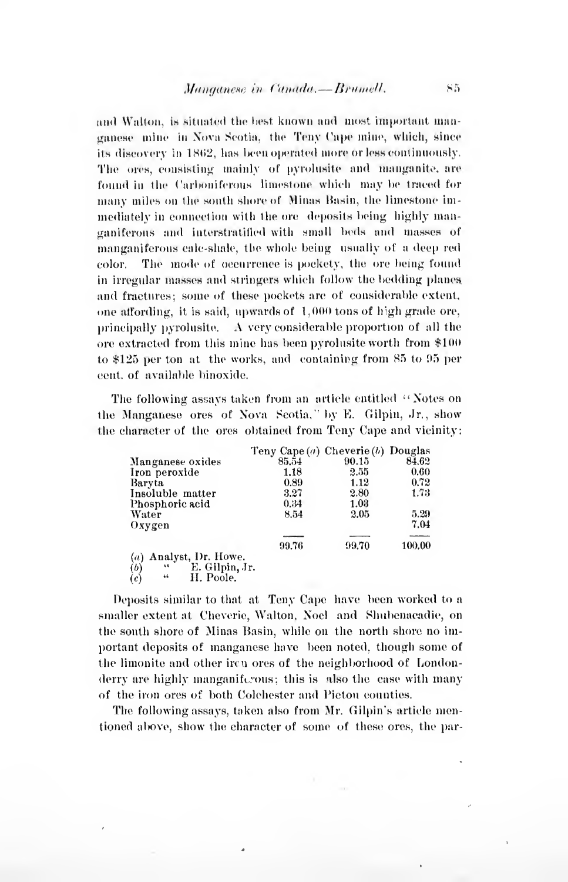and Walton, is situated the best known and most important manganese mine in Nova Scotia, the Teny Cape mine, which, since its discovery in 1862, has been operated more or less continuously. The ores, consisting mainly of pyrolusite and manganite, are found in the Carboniferous limestone which may be traced for many miles on the south shore of Minas Basin, the limestone immediately in connection with the ore deposits being highly manganiferous and interstratified with small beds and masses of manganiferous calc-shale, the whole being usually of a deep red color. The mode of occurrence is pockety, the ore being found in irregular masses and stringers which follow the bedding planes and fractures; some of these pockets are of considerable extent, one affording, it is said, upwards of 1,000 tons of high grade ore, principally pyrolusite. A very considerable proportion of all the ore extracted from this mine has been pyrolusite worth from $100 to $125 per ton at the works, and containing from 85 to 95 per cent. of available binoxide.

The following assays taken from an article entitled "Notes on the Manganese ores of Nova Scotia," by E. Gilpin, Jr., show the character of the ores obtained from Teny Cape and vicinity:

| | Teny Cape (*a*) | Cheverie (*b*) | Douglas |
|---|---|---|---|
| Manganese oxides | 85.54 | 90.15 | 84.62 |
| Iron peroxide | 1.18 | 2.55 | 0.60 |
| Baryta | 0.89 | 1.12 | 0.72 |
| Insoluble matter | 3.27 | 2.80 | 1.73 |
| Phosphoric acid | 0.34 | 1.03 | |
| Water | 8.54 | 2.05 | 5.29 |
| Oxygen | | | 7.04 |
| | 99.76 | 99.70 | 100.00 |

(*a*) Analyst, Dr. Howe.
(*b*) " E. Gilpin, Jr.
(*c*) " H. Poole.

Deposits similar to that at Teny Cape have been worked to a smaller extent at Cheverie, Walton, Noel and Shubenacadie, on the south shore of Minas Basin, while on the north shore no important deposits of manganese have been noted, though some of the limonite and other iron ores of the neighborhood of Londonderry are highly manganiferous; this is also the case with many of the iron ores of both Colchester and Pictou counties.

The following assays, taken also from Mr. Gilpin's article mentioned above, show the character of some of these ores, the par-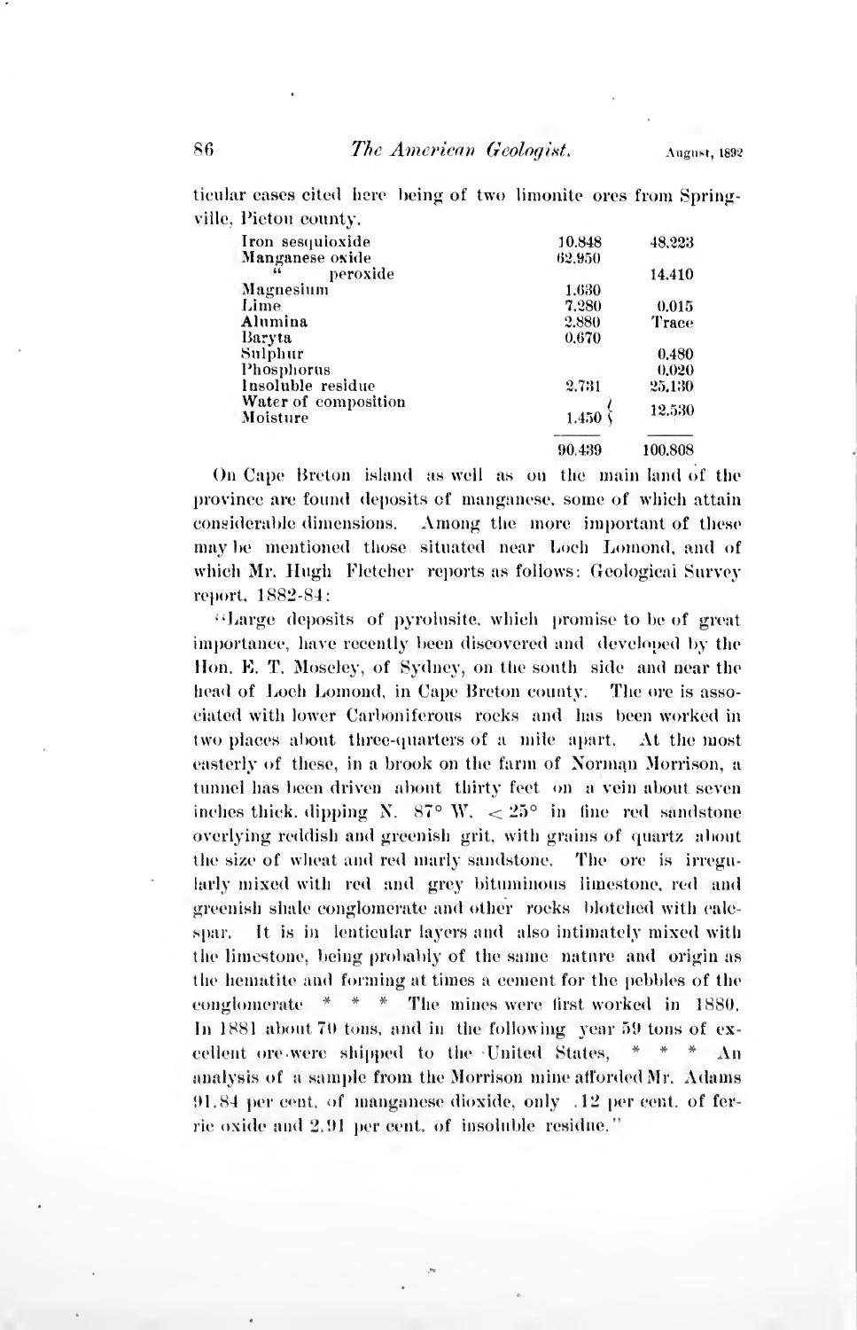ticular cases cited here being of two limonite ores from Springville, Pictou county.

| | | |
|---|---|---|
| Iron sesquioxide | 10.848 | 48.223 |
| Manganese oxide | 62.950 | |
| " peroxide | | 14.410 |
| Magnesium | 1.630 | |
| Lime | 7.280 | 0.015 |
| Alumina | 2.880 | Trace |
| Baryta | 0.670 | |
| Sulphur | | 0.480 |
| Phosphorus | | 0.020 |
| Insoluble residue | 2.731 | 25.130 |
| Water of composition / Moisture | 1.450 | 12.530 |
| | 90.439 | 100.808 |

On Cape Breton island as well as on the main land of the province are found deposits of manganese, some of which attain considerable dimensions. Among the more important of these may be mentioned those situated near Loch Lomond, and of which Mr. Hugh Fletcher reports as follows: Geological Survey report, 1882-84:

"Large deposits of pyrolusite, which promise to be of great importance, have recently been discovered and developed by the Hon. E. T. Moseley, of Sydney, on the south side and near the head of Loch Lomond, in Cape Breton county. The ore is associated with lower Carboniferous rocks and has been worked in two places about three-quarters of a mile apart. At the most easterly of these, in a brook on the farm of Norman Morrison, a tunnel has been driven about thirty feet on a vein about seven inches thick, dipping N. 87° W. $< 25°$ in fine red sandstone overlying reddish and greenish grit, with grains of quartz about the size of wheat and red marly sandstone. The ore is irregularly mixed with red and grey bituminous limestone, red and greenish shale conglomerate and other rocks blotched with calcspar. It is in lenticular layers and also intimately mixed with the limestone, being probably of the same nature and origin as the hematite and forming at times a cement for the pebbles of the conglomerate * * * The mines were first worked in 1880. In 1881 about 70 tons, and in the following year 59 tons of excellent ore were shipped to the United States, * * * An analysis of a sample from the Morrison mine afforded Mr. Adams 91.84 per cent. of manganese dioxide, only .12 per cent. of ferric oxide and 2.91 per cent. of insoluble residue."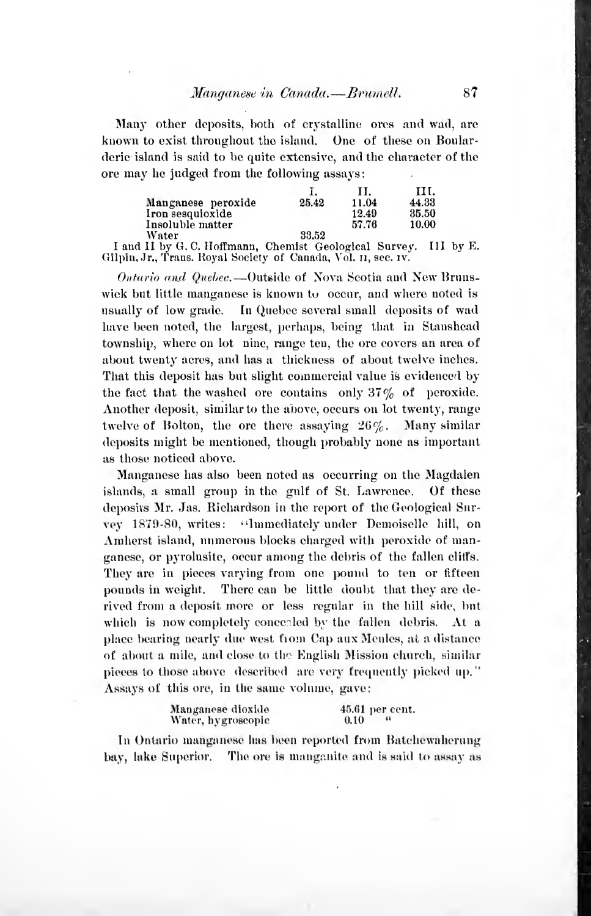Many other deposits, both of crystalline ores and wad, are known to exist throughout the island. One of these on Boularderie island is said to be quite extensive, and the character of the ore may be judged from the following assays:

| | I. | II. | III. |
|---|---|---|---|
| Manganese peroxide | 25.42 | 11.04 | 44.33 |
| Iron sesquioxide | | 12.49 | 35.50 |
| Insoluble matter | | 57.76 | 10.00 |
| Water | 33.52 | | |

I and II by G. C. Hoffmann, Chemist Geological Survey. III by E. Gilpin, Jr., Trans. Royal Society of Canada, Vol. II, sec. IV.

*Ontario and Quebec.*—Outside of Nova Scotia and New Brunswick but little manganese is known to occur, and where noted is usually of low grade. In Quebec several small deposits of wad have been noted, the largest, perhaps, being that in Stanshead township, where on lot nine, range ten, the ore covers an area of about twenty acres, and has a thickness of about twelve inches. That this deposit has but slight commercial value is evidenced by the fact that the washed ore contains only 37% of peroxide. Another deposit, similar to the above, occurs on lot twenty, range twelve of Bolton, the ore there assaying 26%. Many similar deposits might be mentioned, though probably none as important as those noticed above.

Manganese has also been noted as occurring on the Magdalen islands, a small group in the gulf of St. Lawrence. Of these deposits Mr. Jas. Richardson in the report of the Geological Survey 1879-80, writes: "Immediately under Demoiselle hill, on Amherst island, numerous blocks charged with peroxide of manganese, or pyrolusite, occur among the debris of the fallen cliffs. They are in pieces varying from one pound to ten or fifteen pounds in weight. There can be little doubt that they are derived from a deposit more or less regular in the hill side, but which is now completely concealed by the fallen debris. At a place bearing nearly due west from Cap aux Meules, at a distance of about a mile, and close to the English Mission church, similar pieces to those above described are very frequently picked up." Assays of this ore, in the same volume, gave:

| | |
|---|---|
| Manganese dioxide | 45.61 per cent. |
| Water, hygroscopic | 0.10 " |

In Ontario manganese has been reported from Batchewahenung bay, lake Superior. The ore is manganite and is said to assay as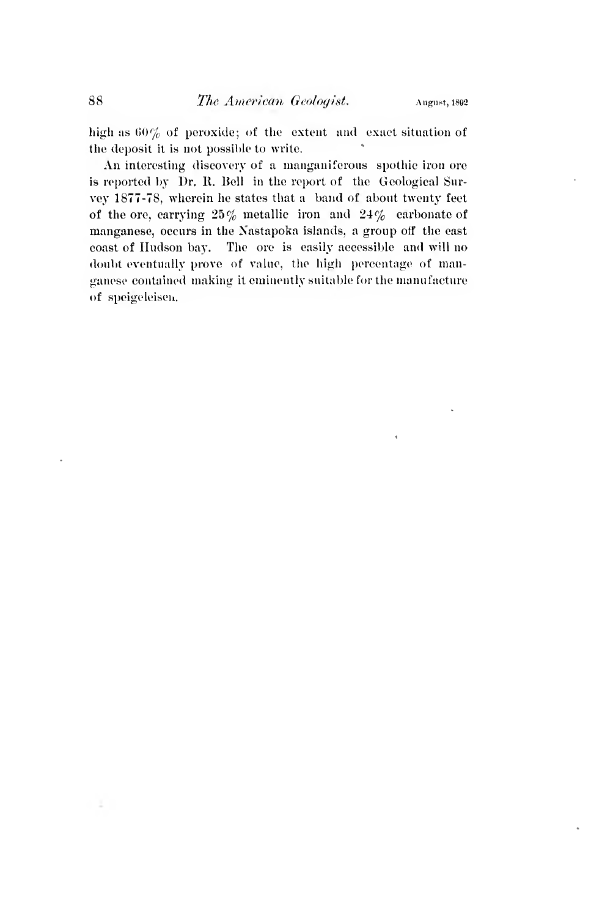high as 60% of peroxide; of the extent and exact situation of the deposit it is not possible to write.

An interesting discovery of a manganiferous spothic iron ore is reported by Dr. R. Bell in the report of the Geological Survey 1877-78, wherein he states that a band of about twenty feet of the ore, carrying 25% metallic iron and 24% carbonate of manganese, occurs in the Nastapoka islands, a group off the east coast of Hudson bay. The ore is easily accessible and will no doubt eventually prove of value, the high percentage of manganese contained making it eminently suitable for the manufacture of speigeleisen.